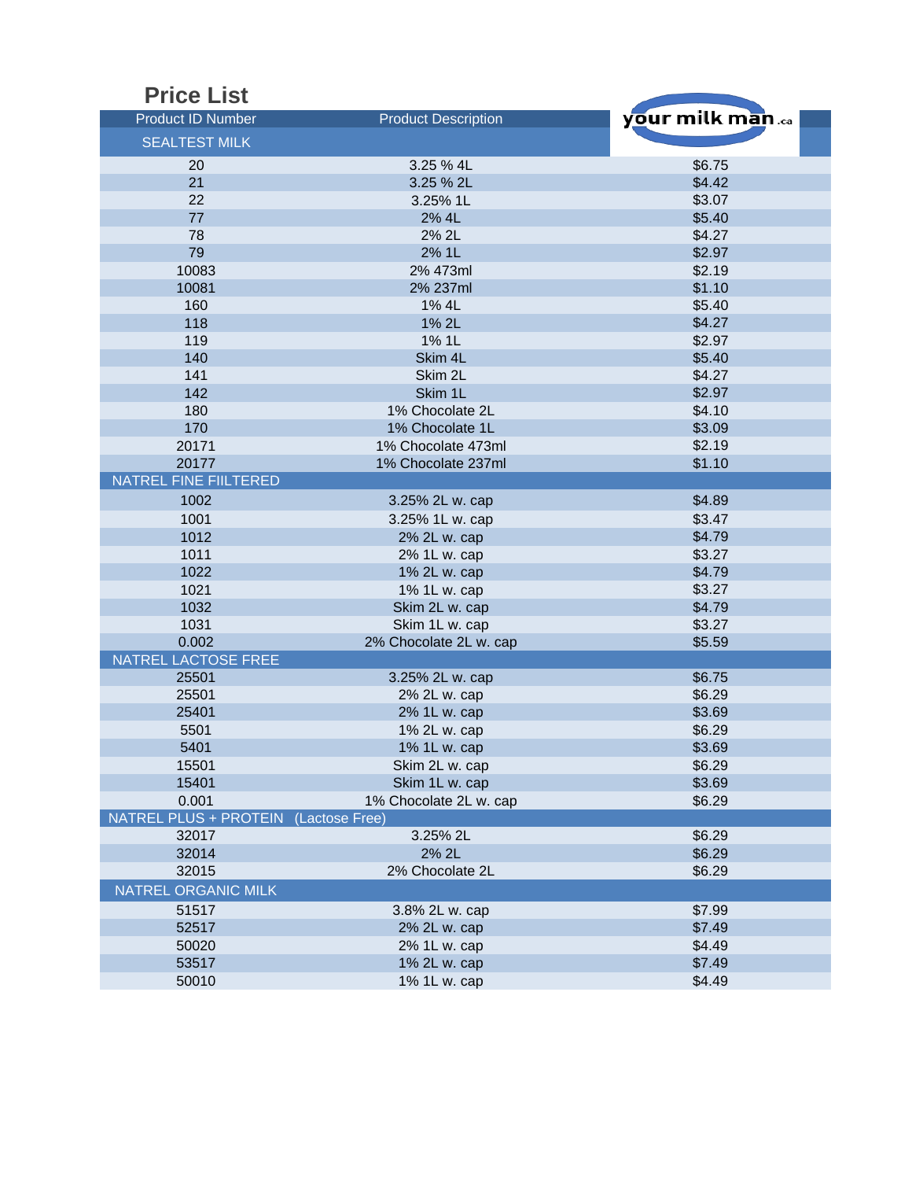# Price List

| Product ID Number | Product Description | your milk man.ca |
|---|---|---|
| SEALTEST MILK | | |
| 20 | 3.25 % 4L | $6.75 |
| 21 | 3.25 % 2L | $4.42 |
| 22 | 3.25% 1L | $3.07 |
| 77 | 2% 4L | $5.40 |
| 78 | 2% 2L | $4.27 |
| 79 | 2% 1L | $2.97 |
| 10083 | 2% 473ml | $2.19 |
| 10081 | 2% 237ml | $1.10 |
| 160 | 1% 4L | $5.40 |
| 118 | 1% 2L | $4.27 |
| 119 | 1% 1L | $2.97 |
| 140 | Skim 4L | $5.40 |
| 141 | Skim 2L | $4.27 |
| 142 | Skim 1L | $2.97 |
| 180 | 1% Chocolate 2L | $4.10 |
| 170 | 1% Chocolate 1L | $3.09 |
| 20171 | 1% Chocolate 473ml | $2.19 |
| 20177 | 1% Chocolate 237ml | $1.10 |
| NATREL FINE FIILTERED | | |
| 1002 | 3.25% 2L w. cap | $4.89 |
| 1001 | 3.25% 1L w. cap | $3.47 |
| 1012 | 2% 2L w. cap | $4.79 |
| 1011 | 2% 1L w. cap | $3.27 |
| 1022 | 1% 2L w. cap | $4.79 |
| 1021 | 1% 1L w. cap | $3.27 |
| 1032 | Skim 2L w. cap | $4.79 |
| 1031 | Skim 1L w. cap | $3.27 |
| 0.002 | 2% Chocolate 2L w. cap | $5.59 |
| NATREL LACTOSE FREE | | |
| 25501 | 3.25% 2L w. cap | $6.75 |
| 25501 | 2% 2L w. cap | $6.29 |
| 25401 | 2% 1L w. cap | $3.69 |
| 5501 | 1% 2L w. cap | $6.29 |
| 5401 | 1% 1L w. cap | $3.69 |
| 15501 | Skim 2L w. cap | $6.29 |
| 15401 | Skim 1L w. cap | $3.69 |
| 0.001 | 1% Chocolate 2L w. cap | $6.29 |
| NATREL PLUS + PROTEIN (Lactose Free) | | |
| 32017 | 3.25% 2L | $6.29 |
| 32014 | 2% 2L | $6.29 |
| 32015 | 2% Chocolate 2L | $6.29 |
| NATREL ORGANIC MILK | | |
| 51517 | 3.8% 2L w. cap | $7.99 |
| 52517 | 2% 2L w. cap | $7.49 |
| 50020 | 2% 1L w. cap | $4.49 |
| 53517 | 1% 2L w. cap | $7.49 |
| 50010 | 1% 1L w. cap | $4.49 |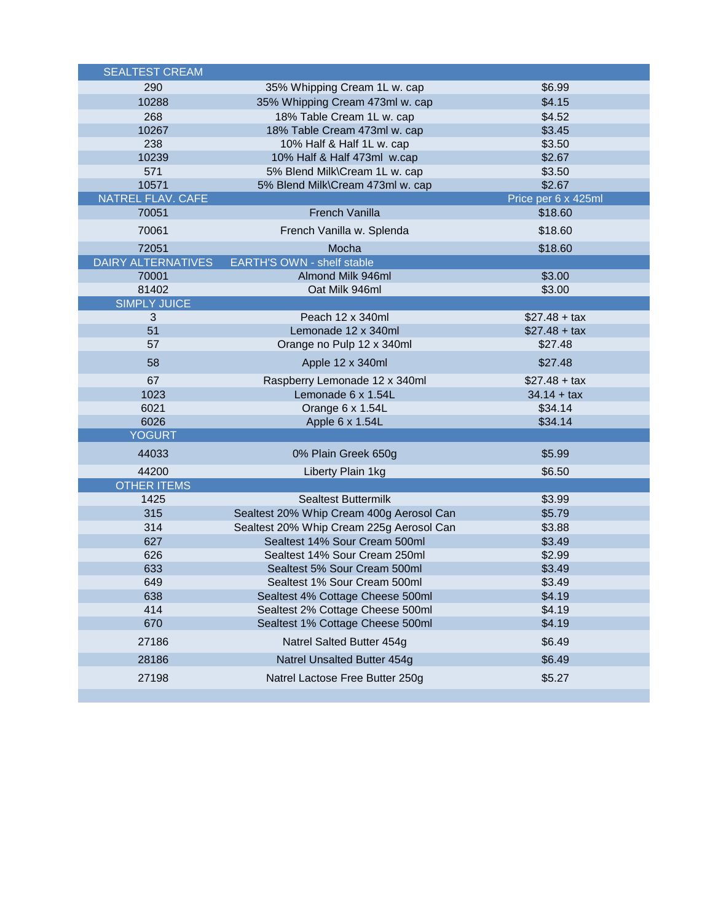| | | |
|---|---|---|
| SEALTEST CREAM | | |
| 290 | 35% Whipping Cream 1L w. cap | $6.99 |
| 10288 | 35% Whipping Cream 473ml w. cap | $4.15 |
| 268 | 18% Table Cream 1L w. cap | $4.52 |
| 10267 | 18% Table Cream 473ml w. cap | $3.45 |
| 238 | 10% Half & Half 1L w. cap | $3.50 |
| 10239 | 10% Half & Half 473ml w.cap | $2.67 |
| 571 | 5% Blend Milk\Cream 1L w. cap | $3.50 |
| 10571 | 5% Blend Milk\Cream 473ml w. cap | $2.67 |
| NATREL FLAV. CAFE | | Price per 6 x 425ml |
| 70051 | French Vanilla | $18.60 |
| 70061 | French Vanilla w. Splenda | $18.60 |
| 72051 | Mocha | $18.60 |
| DAIRY ALTERNATIVES | EARTH'S OWN - shelf stable | |
| 70001 | Almond Milk 946ml | $3.00 |
| 81402 | Oat Milk 946ml | $3.00 |
| SIMPLY JUICE | | |
| 3 | Peach 12 x 340ml | $27.48 + tax |
| 51 | Lemonade 12 x 340ml | $27.48 + tax |
| 57 | Orange no Pulp 12 x 340ml | $27.48 |
| 58 | Apple 12 x 340ml | $27.48 |
| 67 | Raspberry Lemonade 12 x 340ml | $27.48 + tax |
| 1023 | Lemonade 6 x 1.54L | 34.14 + tax |
| 6021 | Orange 6 x 1.54L | $34.14 |
| 6026 | Apple 6 x 1.54L | $34.14 |
| YOGURT | | |
| 44033 | 0% Plain Greek 650g | $5.99 |
| 44200 | Liberty Plain 1kg | $6.50 |
| OTHER ITEMS | | |
| 1425 | Sealtest Buttermilk | $3.99 |
| 315 | Sealtest 20% Whip Cream 400g Aerosol Can | $5.79 |
| 314 | Sealtest 20% Whip Cream 225g Aerosol Can | $3.88 |
| 627 | Sealtest 14% Sour Cream 500ml | $3.49 |
| 626 | Sealtest 14% Sour Cream 250ml | $2.99 |
| 633 | Sealtest 5% Sour Cream 500ml | $3.49 |
| 649 | Sealtest 1% Sour Cream 500ml | $3.49 |
| 638 | Sealtest 4% Cottage Cheese 500ml | $4.19 |
| 414 | Sealtest 2% Cottage Cheese 500ml | $4.19 |
| 670 | Sealtest 1% Cottage Cheese 500ml | $4.19 |
| 27186 | Natrel Salted Butter 454g | $6.49 |
| 28186 | Natrel Unsalted Butter 454g | $6.49 |
| 27198 | Natrel Lactose Free Butter 250g | $5.27 |